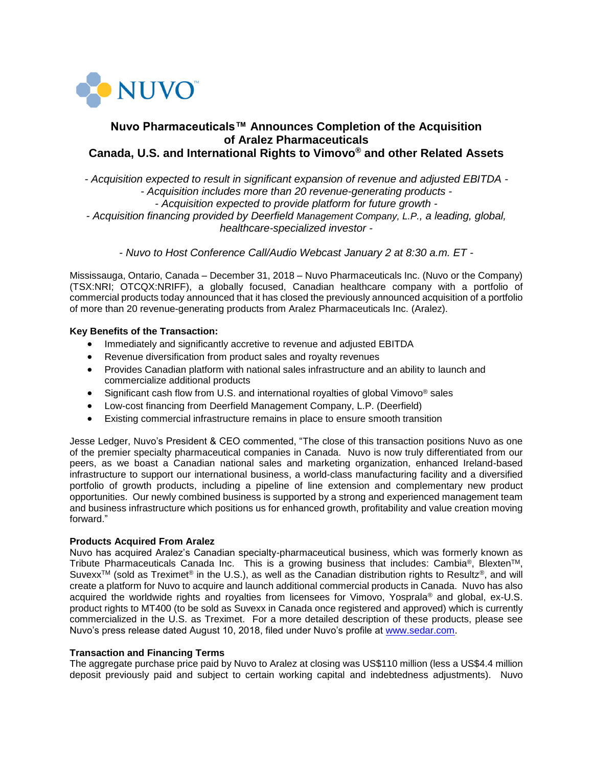NUVO™

# Nuvo Pharmaceuticals™ Announces Completion of the Acquisition of Aralez Pharmaceuticals Canada, U.S. and International Rights to Vimovo® and other Related Assets

*- Acquisition expected to result in significant expansion of revenue and adjusted EBITDA -*
*- Acquisition includes more than 20 revenue-generating products -*
*- Acquisition expected to provide platform for future growth -*
*- Acquisition financing provided by Deerfield Management Company, L.P., a leading, global, healthcare-specialized investor -*

*- Nuvo to Host Conference Call/Audio Webcast January 2 at 8:30 a.m. ET -*

Mississauga, Ontario, Canada – December 31, 2018 – Nuvo Pharmaceuticals Inc. (Nuvo or the Company) (TSX:NRI; OTCQX:NRIFF), a globally focused, Canadian healthcare company with a portfolio of commercial products today announced that it has closed the previously announced acquisition of a portfolio of more than 20 revenue-generating products from Aralez Pharmaceuticals Inc. (Aralez).

**Key Benefits of the Transaction:**

- Immediately and significantly accretive to revenue and adjusted EBITDA
- Revenue diversification from product sales and royalty revenues
- Provides Canadian platform with national sales infrastructure and an ability to launch and commercialize additional products
- Significant cash flow from U.S. and international royalties of global Vimovo® sales
- Low-cost financing from Deerfield Management Company, L.P. (Deerfield)
- Existing commercial infrastructure remains in place to ensure smooth transition

Jesse Ledger, Nuvo's President & CEO commented, "The close of this transaction positions Nuvo as one of the premier specialty pharmaceutical companies in Canada. Nuvo is now truly differentiated from our peers, as we boast a Canadian national sales and marketing organization, enhanced Ireland-based infrastructure to support our international business, a world-class manufacturing facility and a diversified portfolio of growth products, including a pipeline of line extension and complementary new product opportunities. Our newly combined business is supported by a strong and experienced management team and business infrastructure which positions us for enhanced growth, profitability and value creation moving forward."

**Products Acquired From Aralez**

Nuvo has acquired Aralez's Canadian specialty-pharmaceutical business, which was formerly known as Tribute Pharmaceuticals Canada Inc. This is a growing business that includes: Cambia®, Blexten™, Suvexx™ (sold as Treximet® in the U.S.), as well as the Canadian distribution rights to Resultz®, and will create a platform for Nuvo to acquire and launch additional commercial products in Canada. Nuvo has also acquired the worldwide rights and royalties from licensees for Vimovo, Yosprala® and global, ex-U.S. product rights to MT400 (to be sold as Suvexx in Canada once registered and approved) which is currently commercialized in the U.S. as Treximet. For a more detailed description of these products, please see Nuvo's press release dated August 10, 2018, filed under Nuvo's profile at www.sedar.com.

**Transaction and Financing Terms**

The aggregate purchase price paid by Nuvo to Aralez at closing was US$110 million (less a US$4.4 million deposit previously paid and subject to certain working capital and indebtedness adjustments). Nuvo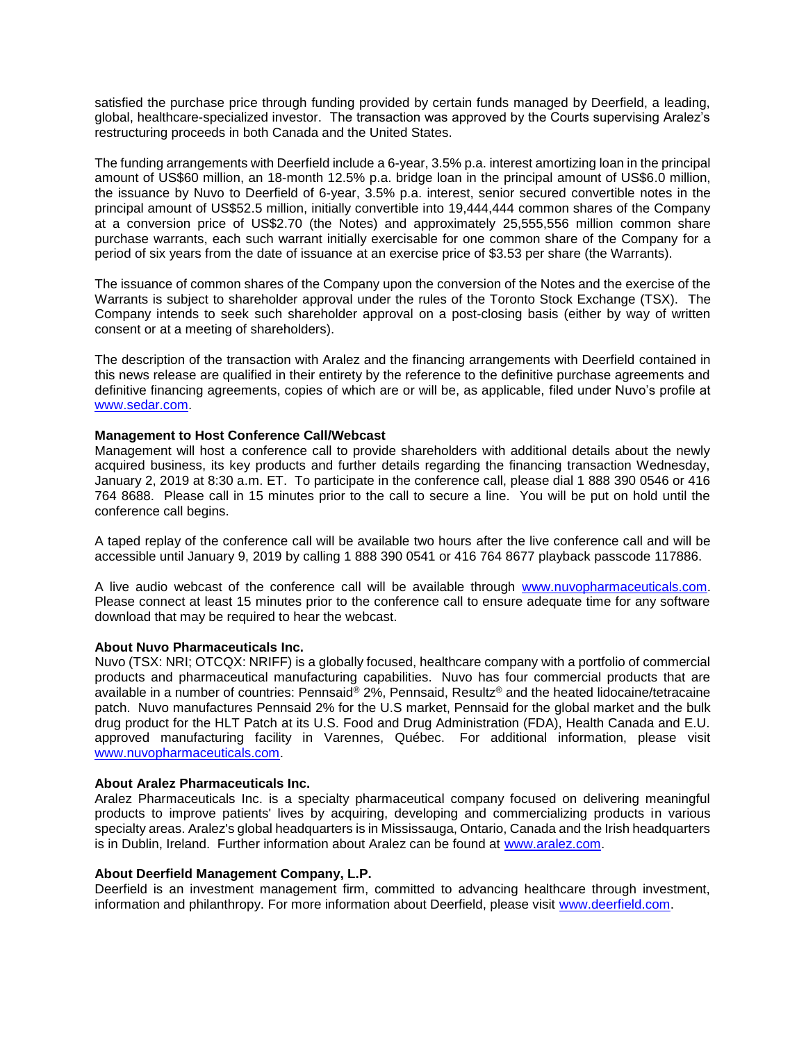satisfied the purchase price through funding provided by certain funds managed by Deerfield, a leading, global, healthcare-specialized investor. The transaction was approved by the Courts supervising Aralez's restructuring proceeds in both Canada and the United States.

The funding arrangements with Deerfield include a 6-year, 3.5% p.a. interest amortizing loan in the principal amount of US$60 million, an 18-month 12.5% p.a. bridge loan in the principal amount of US$6.0 million, the issuance by Nuvo to Deerfield of 6-year, 3.5% p.a. interest, senior secured convertible notes in the principal amount of US$52.5 million, initially convertible into 19,444,444 common shares of the Company at a conversion price of US$2.70 (the Notes) and approximately 25,555,556 million common share purchase warrants, each such warrant initially exercisable for one common share of the Company for a period of six years from the date of issuance at an exercise price of $3.53 per share (the Warrants).

The issuance of common shares of the Company upon the conversion of the Notes and the exercise of the Warrants is subject to shareholder approval under the rules of the Toronto Stock Exchange (TSX). The Company intends to seek such shareholder approval on a post-closing basis (either by way of written consent or at a meeting of shareholders).

The description of the transaction with Aralez and the financing arrangements with Deerfield contained in this news release are qualified in their entirety by the reference to the definitive purchase agreements and definitive financing agreements, copies of which are or will be, as applicable, filed under Nuvo's profile at www.sedar.com.

**Management to Host Conference Call/Webcast**

Management will host a conference call to provide shareholders with additional details about the newly acquired business, its key products and further details regarding the financing transaction Wednesday, January 2, 2019 at 8:30 a.m. ET. To participate in the conference call, please dial 1 888 390 0546 or 416 764 8688. Please call in 15 minutes prior to the call to secure a line. You will be put on hold until the conference call begins.

A taped replay of the conference call will be available two hours after the live conference call and will be accessible until January 9, 2019 by calling 1 888 390 0541 or 416 764 8677 playback passcode 117886.

A live audio webcast of the conference call will be available through www.nuvopharmaceuticals.com. Please connect at least 15 minutes prior to the conference call to ensure adequate time for any software download that may be required to hear the webcast.

**About Nuvo Pharmaceuticals Inc.**

Nuvo (TSX: NRI; OTCQX: NRIFF) is a globally focused, healthcare company with a portfolio of commercial products and pharmaceutical manufacturing capabilities. Nuvo has four commercial products that are available in a number of countries: Pennsaid® 2%, Pennsaid, Resultz® and the heated lidocaine/tetracaine patch. Nuvo manufactures Pennsaid 2% for the U.S market, Pennsaid for the global market and the bulk drug product for the HLT Patch at its U.S. Food and Drug Administration (FDA), Health Canada and E.U. approved manufacturing facility in Varennes, Québec. For additional information, please visit www.nuvopharmaceuticals.com.

**About Aralez Pharmaceuticals Inc.**

Aralez Pharmaceuticals Inc. is a specialty pharmaceutical company focused on delivering meaningful products to improve patients' lives by acquiring, developing and commercializing products in various specialty areas. Aralez's global headquarters is in Mississauga, Ontario, Canada and the Irish headquarters is in Dublin, Ireland. Further information about Aralez can be found at www.aralez.com.

**About Deerfield Management Company, L.P.**

Deerfield is an investment management firm, committed to advancing healthcare through investment, information and philanthropy. For more information about Deerfield, please visit www.deerfield.com.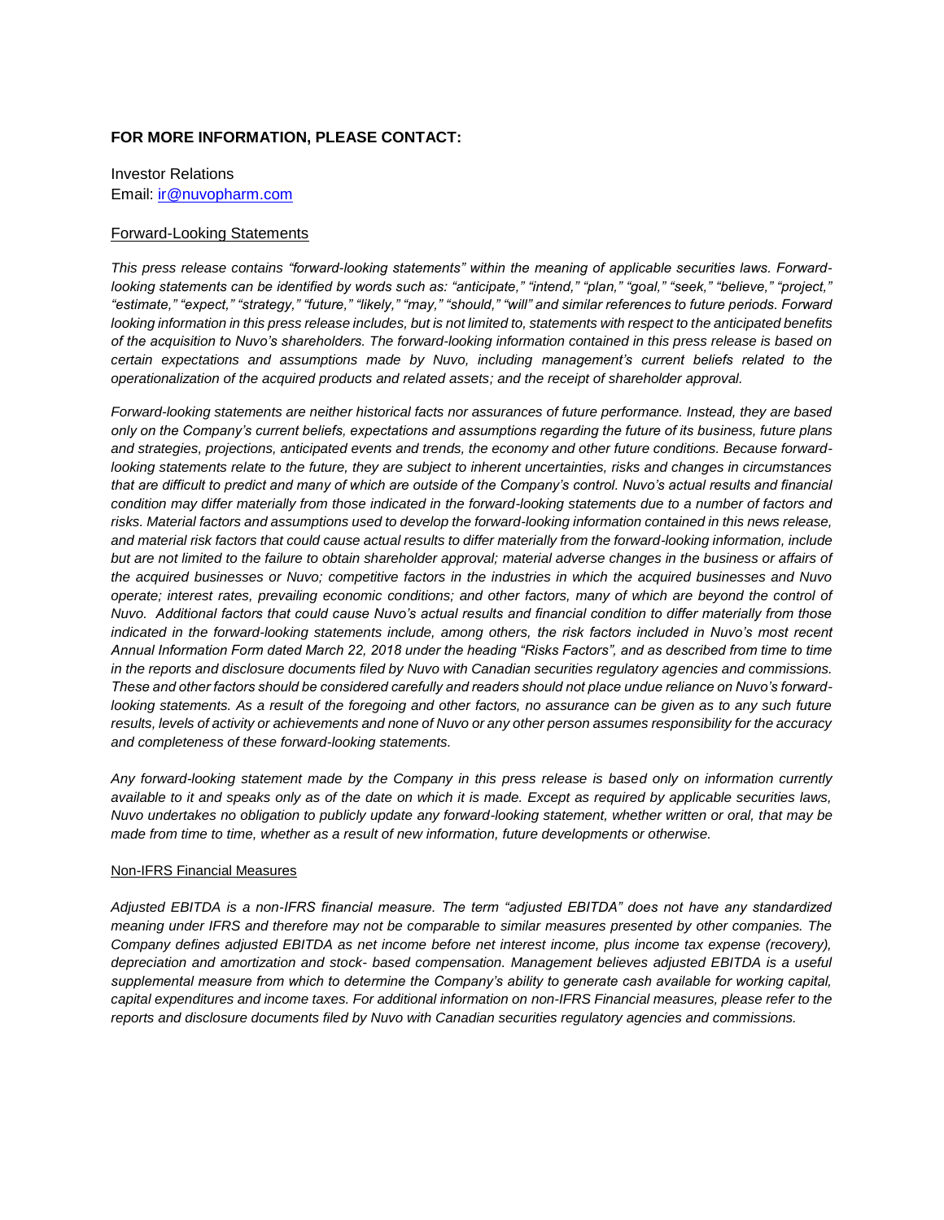**FOR MORE INFORMATION, PLEASE CONTACT:**

Investor Relations
Email: [ir@nuvopharm.com](mailto:ir@nuvopharm.com)

Forward-Looking Statements

*This press release contains "forward-looking statements" within the meaning of applicable securities laws. Forward-looking statements can be identified by words such as: "anticipate," "intend," "plan," "goal," "seek," "believe," "project," "estimate," "expect," "strategy," "future," "likely," "may," "should," "will" and similar references to future periods. Forward looking information in this press release includes, but is not limited to, statements with respect to the anticipated benefits of the acquisition to Nuvo's shareholders. The forward-looking information contained in this press release is based on certain expectations and assumptions made by Nuvo, including management's current beliefs related to the operationalization of the acquired products and related assets; and the receipt of shareholder approval.*

*Forward-looking statements are neither historical facts nor assurances of future performance. Instead, they are based only on the Company's current beliefs, expectations and assumptions regarding the future of its business, future plans and strategies, projections, anticipated events and trends, the economy and other future conditions. Because forward-looking statements relate to the future, they are subject to inherent uncertainties, risks and changes in circumstances that are difficult to predict and many of which are outside of the Company's control. Nuvo's actual results and financial condition may differ materially from those indicated in the forward-looking statements due to a number of factors and risks. Material factors and assumptions used to develop the forward-looking information contained in this news release, and material risk factors that could cause actual results to differ materially from the forward-looking information, include but are not limited to the failure to obtain shareholder approval; material adverse changes in the business or affairs of the acquired businesses or Nuvo; competitive factors in the industries in which the acquired businesses and Nuvo operate; interest rates, prevailing economic conditions; and other factors, many of which are beyond the control of Nuvo. Additional factors that could cause Nuvo's actual results and financial condition to differ materially from those indicated in the forward-looking statements include, among others, the risk factors included in Nuvo's most recent Annual Information Form dated March 22, 2018 under the heading "Risks Factors", and as described from time to time in the reports and disclosure documents filed by Nuvo with Canadian securities regulatory agencies and commissions. These and other factors should be considered carefully and readers should not place undue reliance on Nuvo's forward-looking statements. As a result of the foregoing and other factors, no assurance can be given as to any such future results, levels of activity or achievements and none of Nuvo or any other person assumes responsibility for the accuracy and completeness of these forward-looking statements.*

*Any forward-looking statement made by the Company in this press release is based only on information currently available to it and speaks only as of the date on which it is made. Except as required by applicable securities laws, Nuvo undertakes no obligation to publicly update any forward-looking statement, whether written or oral, that may be made from time to time, whether as a result of new information, future developments or otherwise.*

Non-IFRS Financial Measures

*Adjusted EBITDA is a non-IFRS financial measure. The term "adjusted EBITDA" does not have any standardized meaning under IFRS and therefore may not be comparable to similar measures presented by other companies. The Company defines adjusted EBITDA as net income before net interest income, plus income tax expense (recovery), depreciation and amortization and stock- based compensation. Management believes adjusted EBITDA is a useful supplemental measure from which to determine the Company's ability to generate cash available for working capital, capital expenditures and income taxes. For additional information on non-IFRS Financial measures, please refer to the reports and disclosure documents filed by Nuvo with Canadian securities regulatory agencies and commissions.*